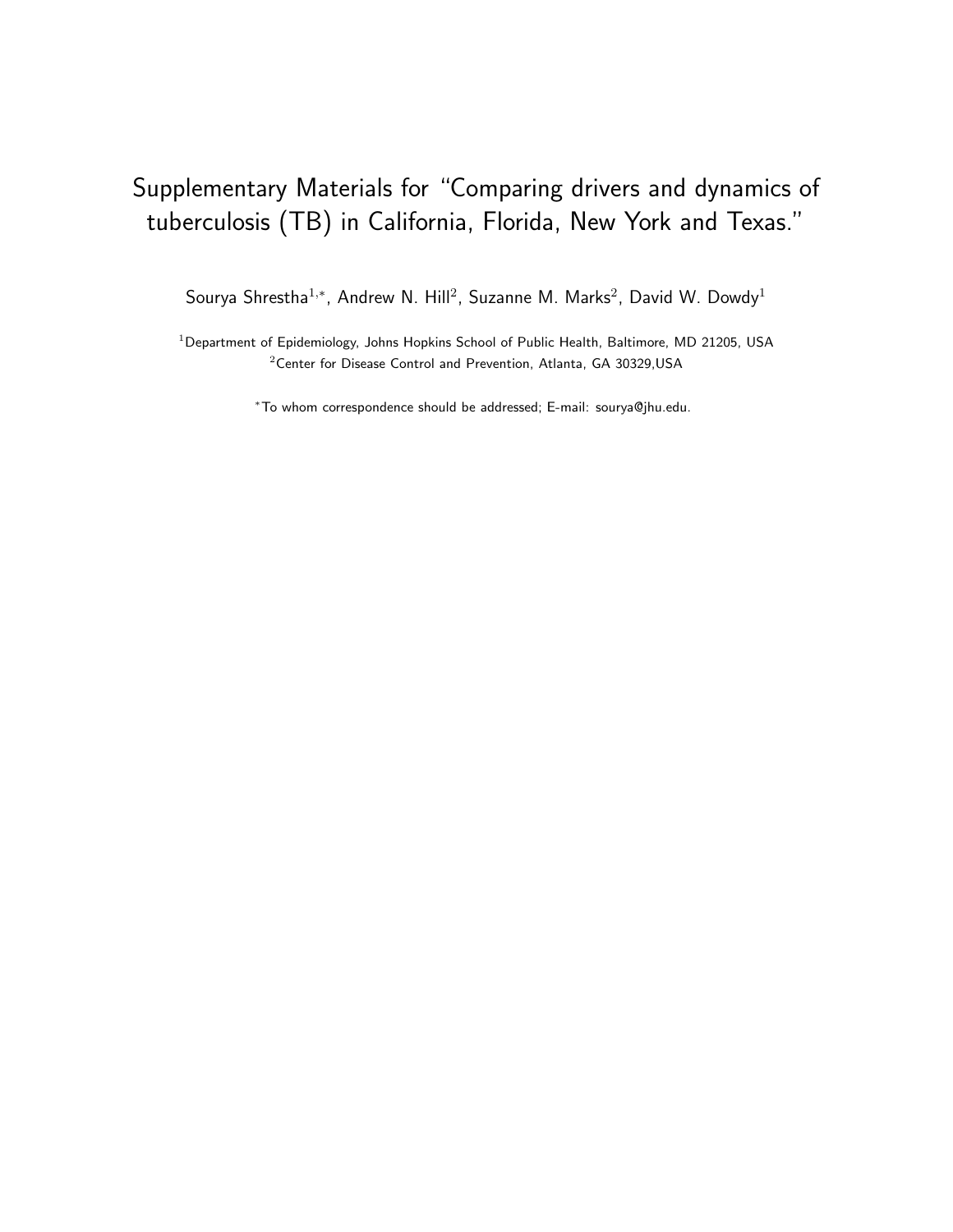# Supplementary Materials for "Comparing drivers and dynamics of tuberculosis (TB) in California, Florida, New York and Texas."

Sourya Shrestha[1,*], Andrew N. Hill[2], Suzanne M. Marks[2], David W. Dowdy[1]

[1]Department of Epidemiology, Johns Hopkins School of Public Health, Baltimore, MD 21205, USA
[2]Center for Disease Control and Prevention, Atlanta, GA 30329,USA

[*]To whom correspondence should be addressed; E-mail: sourya@jhu.edu.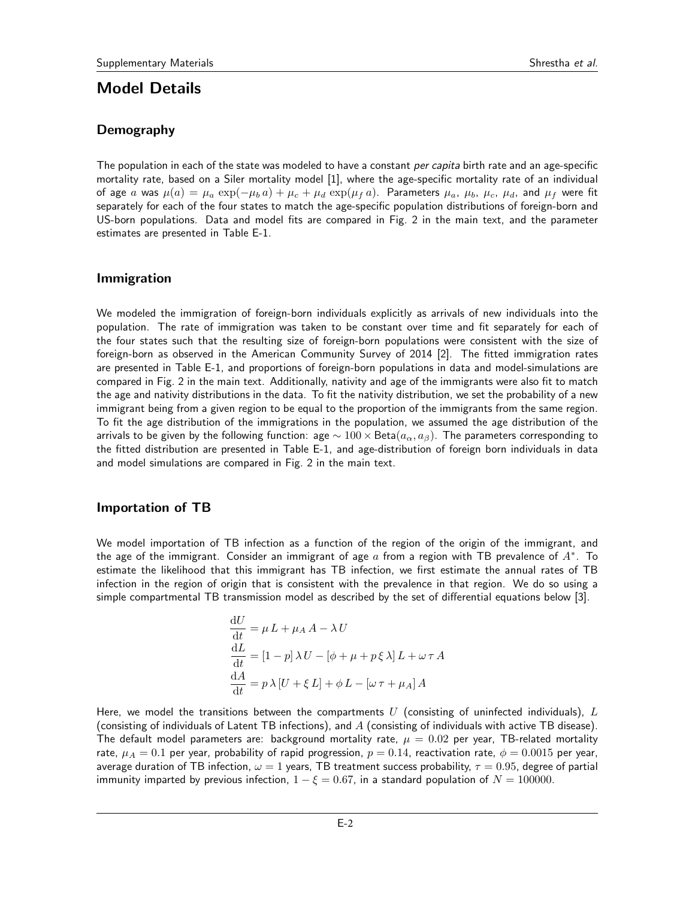# Model Details

## Demography

The population in each of the state was modeled to have a constant *per capita* birth rate and an age-specific mortality rate, based on a Siler mortality model [1], where the age-specific mortality rate of an individual of age $a$ was $\mu(a) = \mu_a \exp(-\mu_b\, a) + \mu_c + \mu_d \exp(\mu_f\, a)$. Parameters $\mu_a$, $\mu_b$, $\mu_c$, $\mu_d$, and $\mu_f$ were fit separately for each of the four states to match the age-specific population distributions of foreign-born and US-born populations. Data and model fits are compared in Fig. 2 in the main text, and the parameter estimates are presented in Table E-1.

## Immigration

We modeled the immigration of foreign-born individuals explicitly as arrivals of new individuals into the population. The rate of immigration was taken to be constant over time and fit separately for each of the four states such that the resulting size of foreign-born populations were consistent with the size of foreign-born as observed in the American Community Survey of 2014 [2]. The fitted immigration rates are presented in Table E-1, and proportions of foreign-born populations in data and model-simulations are compared in Fig. 2 in the main text. Additionally, nativity and age of the immigrants were also fit to match the age and nativity distributions in the data. To fit the nativity distribution, we set the probability of a new immigrant being from a given region to be equal to the proportion of the immigrants from the same region. To fit the age distribution of the immigrations in the population, we assumed the age distribution of the arrivals to be given by the following function: age $\sim 100 \times \text{Beta}(a_\alpha, a_\beta)$. The parameters corresponding to the fitted distribution are presented in Table E-1, and age-distribution of foreign born individuals in data and model simulations are compared in Fig. 2 in the main text.

## Importation of TB

We model importation of TB infection as a function of the region of the origin of the immigrant, and the age of the immigrant. Consider an immigrant of age $a$ from a region with TB prevalence of $A^*$. To estimate the likelihood that this immigrant has TB infection, we first estimate the annual rates of TB infection in the region of origin that is consistent with the prevalence in that region. We do so using a simple compartmental TB transmission model as described by the set of differential equations below [3].

$$
\begin{aligned}
\frac{\mathrm{d}U}{\mathrm{d}t} &= \mu\, L + \mu_A\, A - \lambda\, U \\
\frac{\mathrm{d}L}{\mathrm{d}t} &= [1-p]\,\lambda\, U - [\phi + \mu + p\,\xi\,\lambda]\, L + \omega\,\tau\, A \\
\frac{\mathrm{d}A}{\mathrm{d}t} &= p\,\lambda\,[U + \xi\, L] + \phi\, L - [\omega\,\tau + \mu_A]\, A
\end{aligned}
$$

Here, we model the transitions between the compartments $U$ (consisting of uninfected individuals), $L$ (consisting of individuals of Latent TB infections), and $A$ (consisting of individuals with active TB disease). The default model parameters are: background mortality rate, $\mu = 0.02$ per year, TB-related mortality rate, $\mu_A = 0.1$ per year, probability of rapid progression, $p = 0.14$, reactivation rate, $\phi = 0.0015$ per year, average duration of TB infection, $\omega = 1$ years, TB treatment success probability, $\tau = 0.95$, degree of partial immunity imparted by previous infection, $1 - \xi = 0.67$, in a standard population of $N = 100000$.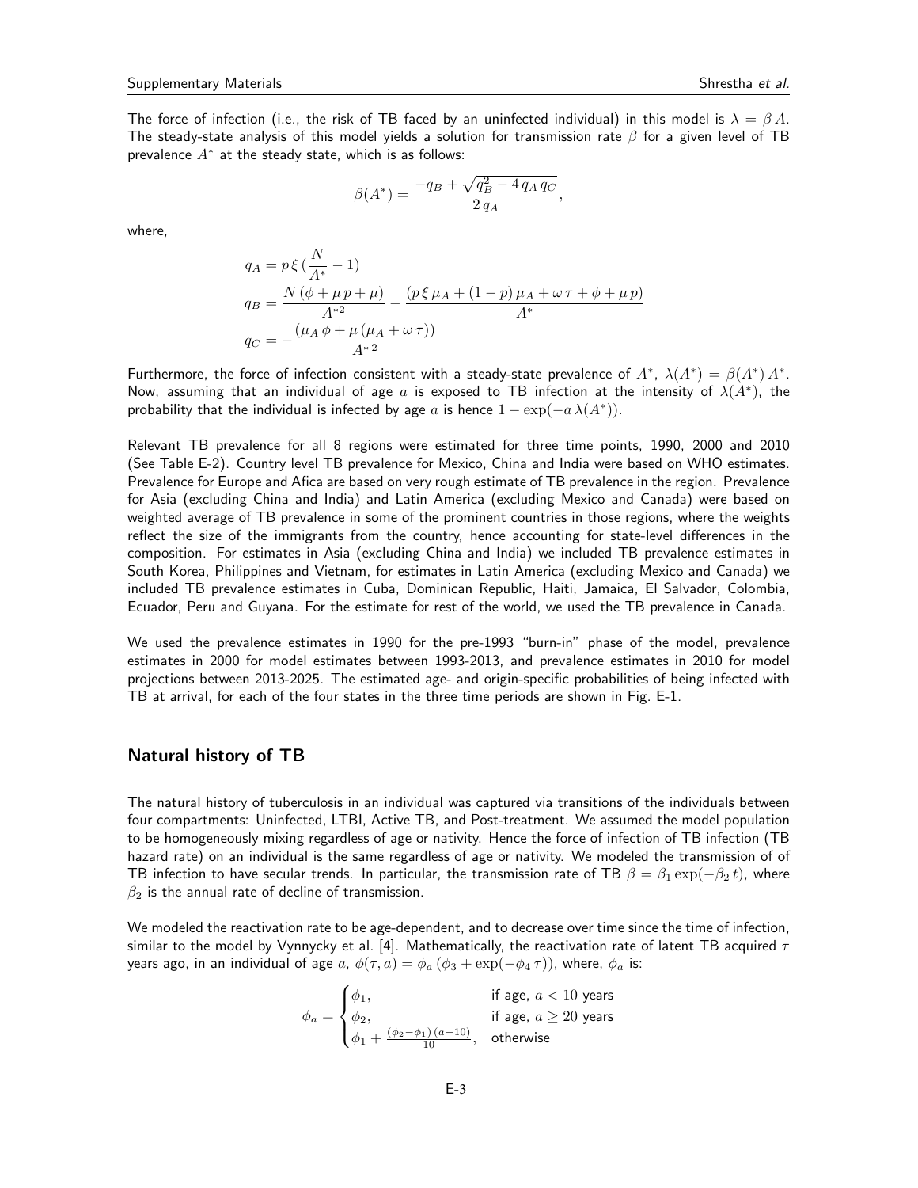The force of infection (i.e., the risk of TB faced by an uninfected individual) in this model is $\lambda = \beta\, A$. The steady-state analysis of this model yields a solution for transmission rate $\beta$ for a given level of TB prevalence $A^*$ at the steady state, which is as follows:

$$\beta(A^*) = \frac{-q_B + \sqrt{q_B^2 - 4\, q_A\, q_C}}{2\, q_A},$$

where,

$$q_A = p\,\xi\,(\frac{N}{A^*} - 1)$$

$$q_B = \frac{N\,(\phi + \mu\, p + \mu)}{A^{*2}} - \frac{(p\,\xi\,\mu_A + (1-p)\,\mu_A + \omega\,\tau + \phi + \mu\, p)}{A^*}$$

$$q_C = -\frac{(\mu_A\,\phi + \mu\,(\mu_A + \omega\,\tau))}{A^{*\,2}}$$

Furthermore, the force of infection consistent with a steady-state prevalence of $A^*$, $\lambda(A^*) = \beta(A^*)\, A^*$. Now, assuming that an individual of age $a$ is exposed to TB infection at the intensity of $\lambda(A^*)$, the probability that the individual is infected by age $a$ is hence $1 - \exp(-a\,\lambda(A^*))$.

Relevant TB prevalence for all 8 regions were estimated for three time points, 1990, 2000 and 2010 (See Table E-2). Country level TB prevalence for Mexico, China and India were based on WHO estimates. Prevalence for Europe and Afica are based on very rough estimate of TB prevalence in the region. Prevalence for Asia (excluding China and India) and Latin America (excluding Mexico and Canada) were based on weighted average of TB prevalence in some of the prominent countries in those regions, where the weights reflect the size of the immigrants from the country, hence accounting for state-level differences in the composition. For estimates in Asia (excluding China and India) we included TB prevalence estimates in South Korea, Philippines and Vietnam, for estimates in Latin America (excluding Mexico and Canada) we included TB prevalence estimates in Cuba, Dominican Republic, Haiti, Jamaica, El Salvador, Colombia, Ecuador, Peru and Guyana. For the estimate for rest of the world, we used the TB prevalence in Canada.

We used the prevalence estimates in 1990 for the pre-1993 "burn-in" phase of the model, prevalence estimates in 2000 for model estimates between 1993-2013, and prevalence estimates in 2010 for model projections between 2013-2025. The estimated age- and origin-specific probabilities of being infected with TB at arrival, for each of the four states in the three time periods are shown in Fig. E-1.

## Natural history of TB

The natural history of tuberculosis in an individual was captured via transitions of the individuals between four compartments: Uninfected, LTBI, Active TB, and Post-treatment. We assumed the model population to be homogeneously mixing regardless of age or nativity. Hence the force of infection of TB infection (TB hazard rate) on an individual is the same regardless of age or nativity. We modeled the transmission of of TB infection to have secular trends. In particular, the transmission rate of TB $\beta = \beta_1 \exp(-\beta_2\, t)$, where $\beta_2$ is the annual rate of decline of transmission.

We modeled the reactivation rate to be age-dependent, and to decrease over time since the time of infection, similar to the model by Vynnycky et al. [4]. Mathematically, the reactivation rate of latent TB acquired $\tau$ years ago, in an individual of age $a$, $\phi(\tau, a) = \phi_a\,(\phi_3 + \exp(-\phi_4\,\tau))$, where, $\phi_a$ is:

$$\phi_a = \begin{cases} \phi_1, & \text{if age, } a < 10 \text{ years} \\ \phi_2, & \text{if age, } a \geq 20 \text{ years} \\ \phi_1 + \frac{(\phi_2 - \phi_1)\,(a-10)}{10}, & \text{otherwise} \end{cases}$$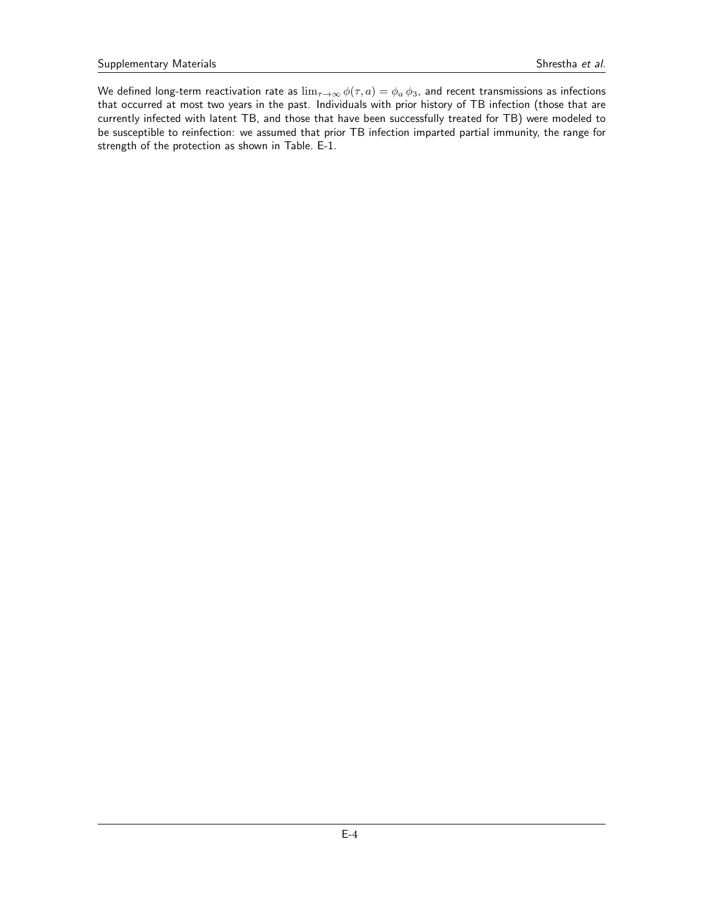We defined long-term reactivation rate as $\lim_{\tau \to \infty} \phi(\tau, a) = \phi_a \, \phi_3$, and recent transmissions as infections that occurred at most two years in the past. Individuals with prior history of TB infection (those that are currently infected with latent TB, and those that have been successfully treated for TB) were modeled to be susceptible to reinfection: we assumed that prior TB infection imparted partial immunity, the range for strength of the protection as shown in Table. E-1.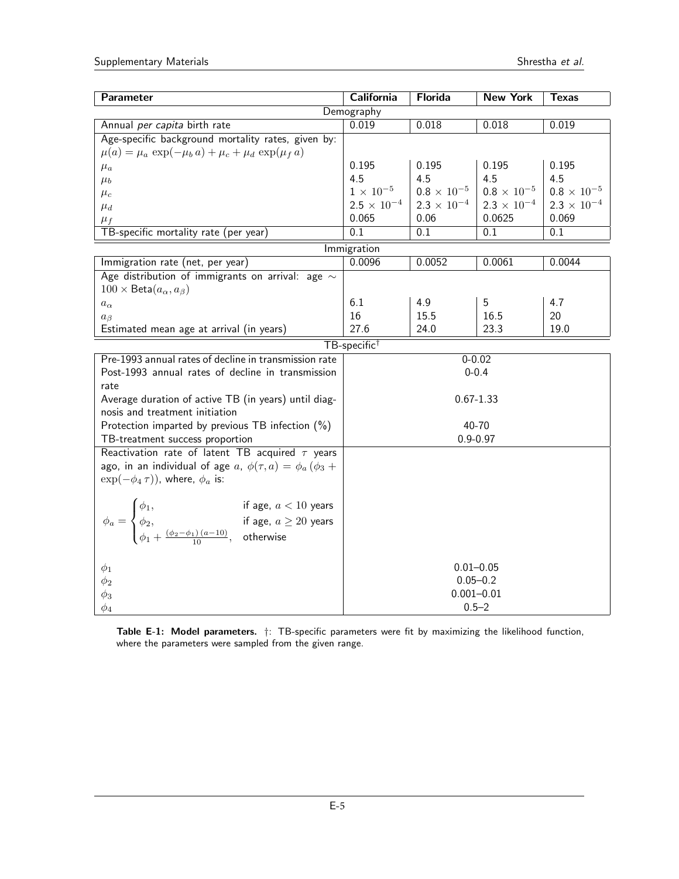| **Parameter** | **California** | **Florida** | **New York** | **Texas** |
|---|---|---|---|---|
| Demography | | | | |
| Annual *per capita* birth rate | 0.019 | 0.018 | 0.018 | 0.019 |
| Age-specific background mortality rates, given by: $\mu(a) = \mu_a \exp(-\mu_b a) + \mu_c + \mu_d \exp(\mu_f a)$ | | | | |
| $\mu_a$ | 0.195 | 0.195 | 0.195 | 0.195 |
| $\mu_b$ | 4.5 | 4.5 | 4.5 | 4.5 |
| $\mu_c$ | $1 \times 10^{-5}$ | $0.8 \times 10^{-5}$ | $0.8 \times 10^{-5}$ | $0.8 \times 10^{-5}$ |
| $\mu_d$ | $2.5 \times 10^{-4}$ | $2.3 \times 10^{-4}$ | $2.3 \times 10^{-4}$ | $2.3 \times 10^{-4}$ |
| $\mu_f$ | 0.065 | 0.06 | 0.0625 | 0.069 |
| TB-specific mortality rate (per year) | 0.1 | 0.1 | 0.1 | 0.1 |
| Immigration | | | | |
| Immigration rate (net, per year) | 0.0096 | 0.0052 | 0.0061 | 0.0044 |
| Age distribution of immigrants on arrival: age $\sim 100 \times \text{Beta}(a_\alpha, a_\beta)$ | | | | |
| $a_\alpha$ | 6.1 | 4.9 | 5 | 4.7 |
| $a_\beta$ | 16 | 15.5 | 16.5 | 20 |
| Estimated mean age at arrival (in years) | 27.6 | 24.0 | 23.3 | 19.0 |
| TB-specific[†] | | | | |
| Pre-1993 annual rates of decline in transmission rate | 0-0.02 | | | |
| Post-1993 annual rates of decline in transmission rate | 0-0.4 | | | |
| Average duration of active TB (in years) until diagnosis and treatment initiation | 0.67-1.33 | | | |
| Protection imparted by previous TB infection (%) | 40-70 | | | |
| TB-treatment success proportion | 0.9-0.97 | | | |
| Reactivation rate of latent TB acquired $\tau$ years ago, in an individual of age $a$, $\phi(\tau, a) = \phi_a (\phi_3 + \exp(-\phi_4 \tau))$, where, $\phi_a$ is: $\phi_a = \begin{cases} \phi_1, & \text{if age, } a < 10 \text{ years} \\ \phi_2, & \text{if age, } a \geq 20 \text{ years} \\ \phi_1 + \frac{(\phi_2 - \phi_1)(a-10)}{10}, & \text{otherwise} \end{cases}$ | | | | |
| $\phi_1$ | 0.01–0.05 | | | |
| $\phi_2$ | 0.05–0.2 | | | |
| $\phi_3$ | 0.001–0.01 | | | |
| $\phi_4$ | 0.5–2 | | | |

**Table E-1: Model parameters.** †: TB-specific parameters were fit by maximizing the likelihood function, where the parameters were sampled from the given range.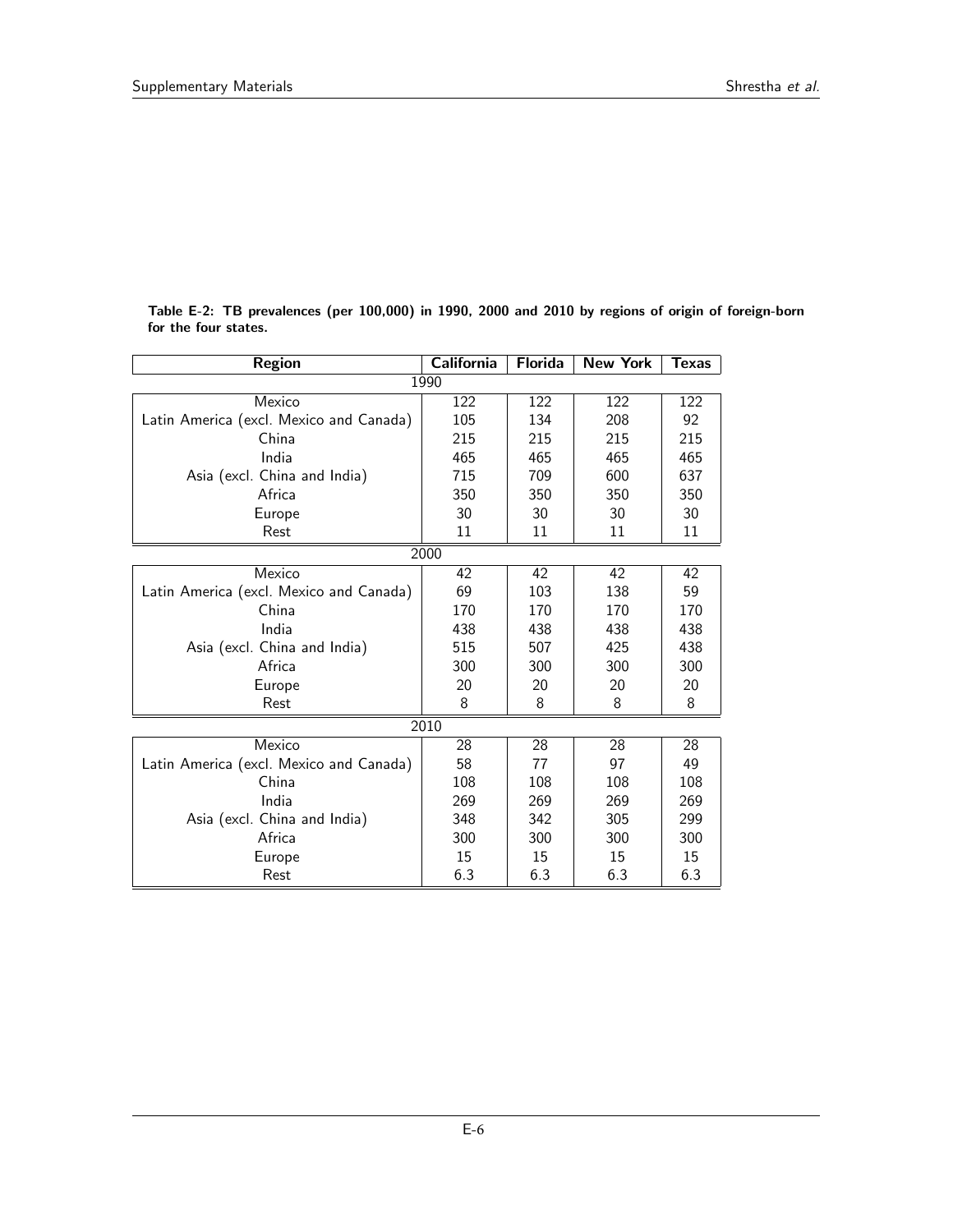**Table E-2: TB prevalences (per 100,000) in 1990, 2000 and 2010 by regions of origin of foreign-born for the four states.**

| Region | California | Florida | New York | Texas |
|---|---|---|---|---|
| **1990** | | | | |
| Mexico | 122 | 122 | 122 | 122 |
| Latin America (excl. Mexico and Canada) | 105 | 134 | 208 | 92 |
| China | 215 | 215 | 215 | 215 |
| India | 465 | 465 | 465 | 465 |
| Asia (excl. China and India) | 715 | 709 | 600 | 637 |
| Africa | 350 | 350 | 350 | 350 |
| Europe | 30 | 30 | 30 | 30 |
| Rest | 11 | 11 | 11 | 11 |
| **2000** | | | | |
| Mexico | 42 | 42 | 42 | 42 |
| Latin America (excl. Mexico and Canada) | 69 | 103 | 138 | 59 |
| China | 170 | 170 | 170 | 170 |
| India | 438 | 438 | 438 | 438 |
| Asia (excl. China and India) | 515 | 507 | 425 | 438 |
| Africa | 300 | 300 | 300 | 300 |
| Europe | 20 | 20 | 20 | 20 |
| Rest | 8 | 8 | 8 | 8 |
| **2010** | | | | |
| Mexico | 28 | 28 | 28 | 28 |
| Latin America (excl. Mexico and Canada) | 58 | 77 | 97 | 49 |
| China | 108 | 108 | 108 | 108 |
| India | 269 | 269 | 269 | 269 |
| Asia (excl. China and India) | 348 | 342 | 305 | 299 |
| Africa | 300 | 300 | 300 | 300 |
| Europe | 15 | 15 | 15 | 15 |
| Rest | 6.3 | 6.3 | 6.3 | 6.3 |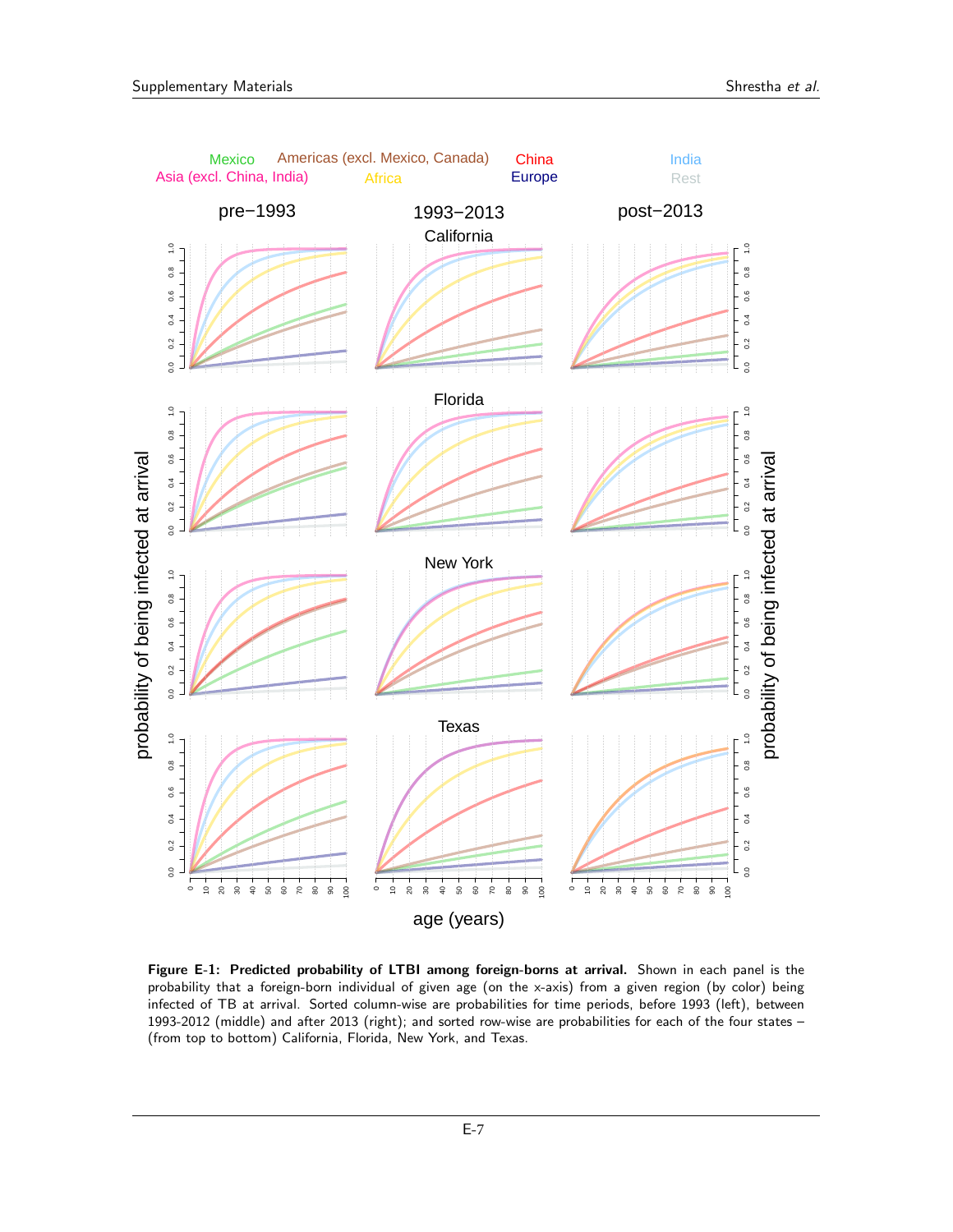**Figure E-1: Predicted probability of LTBI among foreign-borns at arrival.** Shown in each panel is the probability that a foreign-born individual of given age (on the x-axis) from a given region (by color) being infected of TB at arrival. Sorted column-wise are probabilities for time periods, before 1993 (left), between 1993-2012 (middle) and after 2013 (right); and sorted row-wise are probabilities for each of the four states – (from top to bottom) California, Florida, New York, and Texas.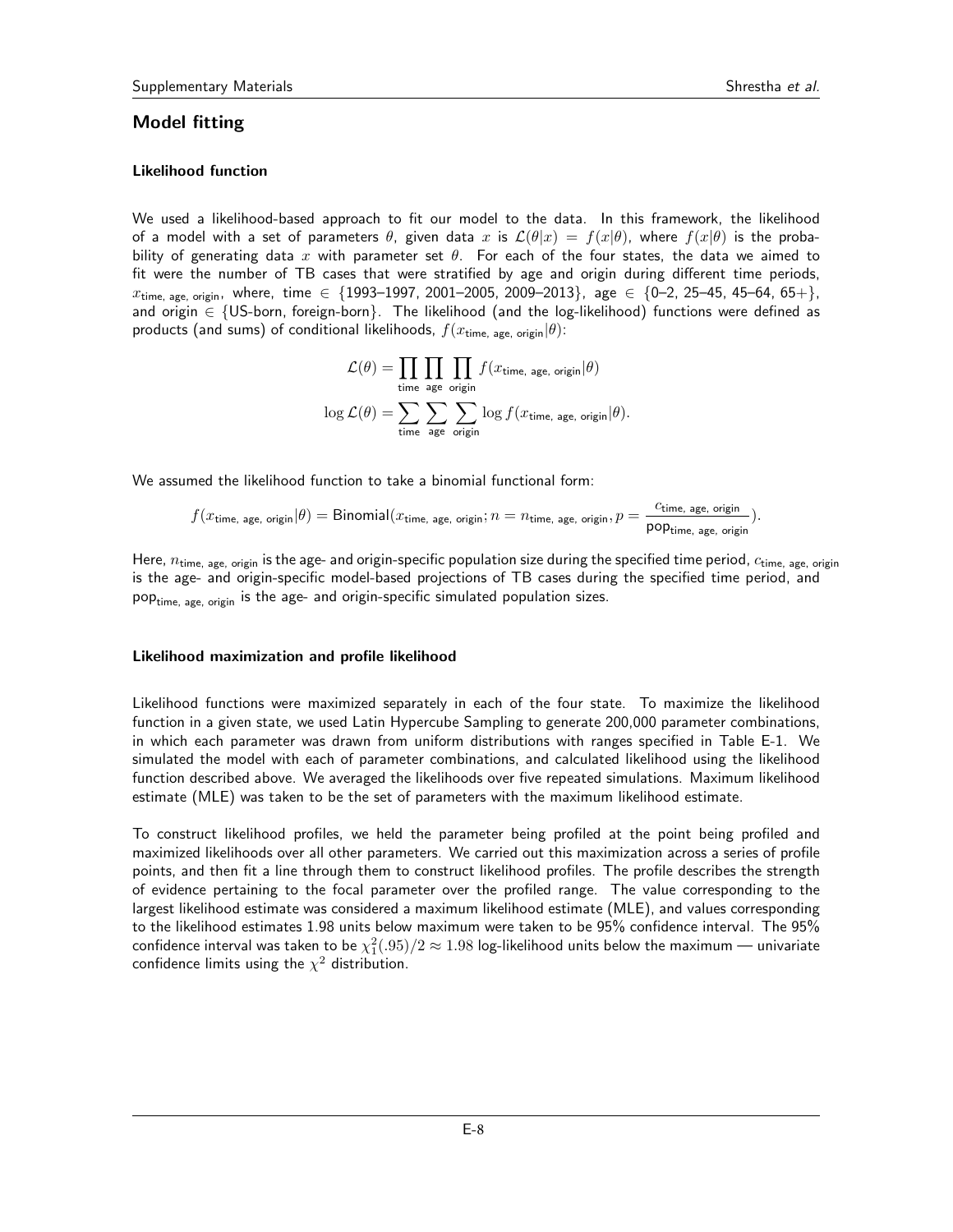## Model fitting

### Likelihood function

We used a likelihood-based approach to fit our model to the data. In this framework, the likelihood of a model with a set of parameters $\theta$, given data $x$ is $\mathcal{L}(\theta|x) = f(x|\theta)$, where $f(x|\theta)$ is the probability of generating data $x$ with parameter set $\theta$. For each of the four states, the data we aimed to fit were the number of TB cases that were stratified by age and origin during different time periods, $x_{\text{time, age, origin}}$, where, time $\in$ {1993–1997, 2001–2005, 2009–2013}, age $\in$ {0–2, 25–45, 45–64, 65+}, and origin $\in$ {US-born, foreign-born}. The likelihood (and the log-likelihood) functions were defined as products (and sums) of conditional likelihoods, $f(x_{\text{time, age, origin}}|\theta)$:

$$\mathcal{L}(\theta) = \prod_{\text{time}} \prod_{\text{age}} \prod_{\text{origin}} f(x_{\text{time, age, origin}}|\theta)$$

$$\log \mathcal{L}(\theta) = \sum_{\text{time}} \sum_{\text{age}} \sum_{\text{origin}} \log f(x_{\text{time, age, origin}}|\theta).$$

We assumed the likelihood function to take a binomial functional form:

$$f(x_{\text{time, age, origin}}|\theta) = \text{Binomial}(x_{\text{time, age, origin}}; n = n_{\text{time, age, origin}}, p = \frac{c_{\text{time, age, origin}}}{\text{pop}_{\text{time, age, origin}}}).$$

Here, $n_{\text{time, age, origin}}$ is the age- and origin-specific population size during the specified time period, $c_{\text{time, age, origin}}$ is the age- and origin-specific model-based projections of TB cases during the specified time period, and $\text{pop}_{\text{time, age, origin}}$ is the age- and origin-specific simulated population sizes.

### Likelihood maximization and profile likelihood

Likelihood functions were maximized separately in each of the four state. To maximize the likelihood function in a given state, we used Latin Hypercube Sampling to generate 200,000 parameter combinations, in which each parameter was drawn from uniform distributions with ranges specified in Table E-1. We simulated the model with each of parameter combinations, and calculated likelihood using the likelihood function described above. We averaged the likelihoods over five repeated simulations. Maximum likelihood estimate (MLE) was taken to be the set of parameters with the maximum likelihood estimate.

To construct likelihood profiles, we held the parameter being profiled at the point being profiled and maximized likelihoods over all other parameters. We carried out this maximization across a series of profile points, and then fit a line through them to construct likelihood profiles. The profile describes the strength of evidence pertaining to the focal parameter over the profiled range. The value corresponding to the largest likelihood estimate was considered a maximum likelihood estimate (MLE), and values corresponding to the likelihood estimates 1.98 units below maximum were taken to be 95% confidence interval. The 95% confidence interval was taken to be $\chi^2_1(.95)/2 \approx 1.98$ log-likelihood units below the maximum — univariate confidence limits using the $\chi^2$ distribution.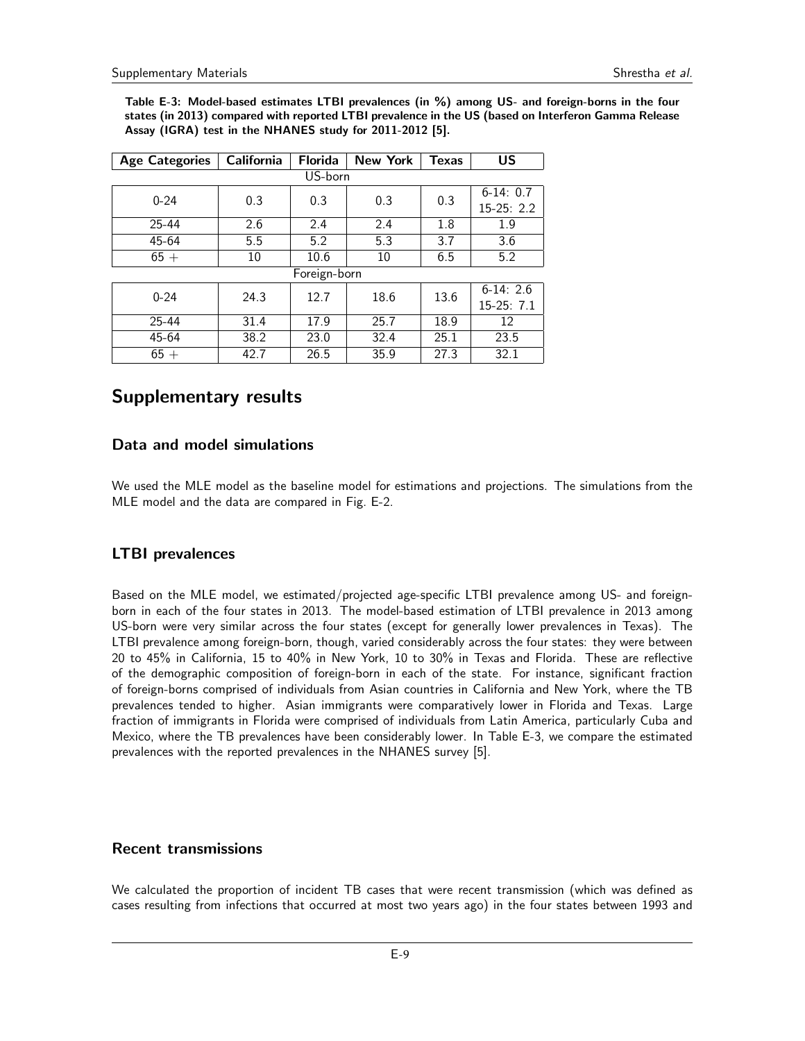**Table E-3: Model-based estimates LTBI prevalences (in %) among US- and foreign-borns in the four states (in 2013) compared with reported LTBI prevalence in the US (based on Interferon Gamma Release Assay (IGRA) test in the NHANES study for 2011-2012 [5].**

| Age Categories | California | Florida | New York | Texas | US |
|---|---|---|---|---|---|
| US-born | | | | | |
| 0-24 | 0.3 | 0.3 | 0.3 | 0.3 | 6-14: 0.7<br>15-25: 2.2 |
| 25-44 | 2.6 | 2.4 | 2.4 | 1.8 | 1.9 |
| 45-64 | 5.5 | 5.2 | 5.3 | 3.7 | 3.6 |
| 65 + | 10 | 10.6 | 10 | 6.5 | 5.2 |
| Foreign-born | | | | | |
| 0-24 | 24.3 | 12.7 | 18.6 | 13.6 | 6-14: 2.6<br>15-25: 7.1 |
| 25-44 | 31.4 | 17.9 | 25.7 | 18.9 | 12 |
| 45-64 | 38.2 | 23.0 | 32.4 | 25.1 | 23.5 |
| 65 + | 42.7 | 26.5 | 35.9 | 27.3 | 32.1 |

# Supplementary results

## Data and model simulations

We used the MLE model as the baseline model for estimations and projections. The simulations from the MLE model and the data are compared in Fig. E-2.

## LTBI prevalences

Based on the MLE model, we estimated/projected age-specific LTBI prevalence among US- and foreign-born in each of the four states in 2013. The model-based estimation of LTBI prevalence in 2013 among US-born were very similar across the four states (except for generally lower prevalences in Texas). The LTBI prevalence among foreign-born, though, varied considerably across the four states: they were between 20 to 45% in California, 15 to 40% in New York, 10 to 30% in Texas and Florida. These are reflective of the demographic composition of foreign-born in each of the state. For instance, significant fraction of foreign-borns comprised of individuals from Asian countries in California and New York, where the TB prevalences tended to higher. Asian immigrants were comparatively lower in Florida and Texas. Large fraction of immigrants in Florida were comprised of individuals from Latin America, particularly Cuba and Mexico, where the TB prevalences have been considerably lower. In Table E-3, we compare the estimated prevalences with the reported prevalences in the NHANES survey [5].

## Recent transmissions

We calculated the proportion of incident TB cases that were recent transmission (which was defined as cases resulting from infections that occurred at most two years ago) in the four states between 1993 and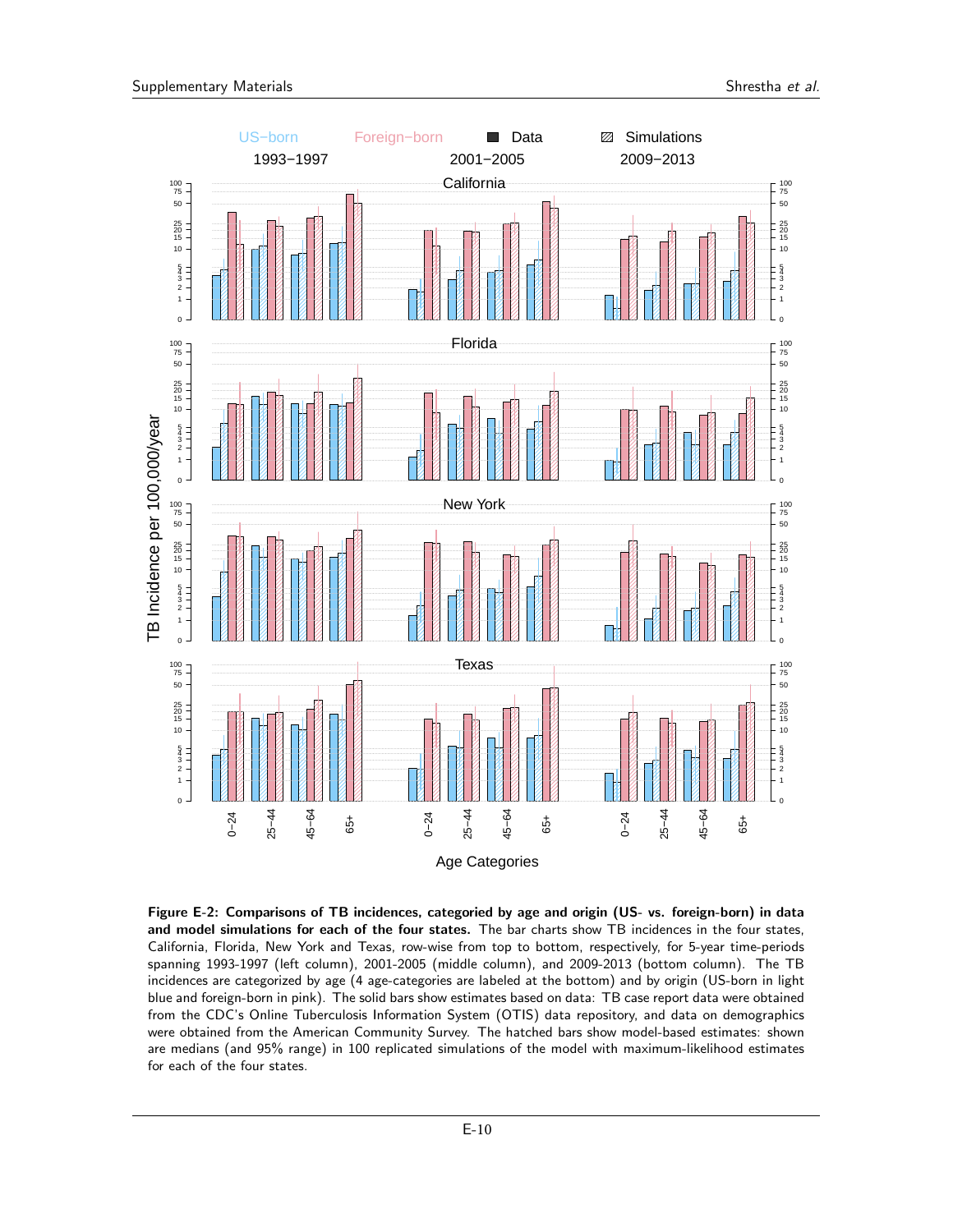**Figure E-2: Comparisons of TB incidences, categoried by age and origin (US- vs. foreign-born) in data and model simulations for each of the four states.** The bar charts show TB incidences in the four states, California, Florida, New York and Texas, row-wise from top to bottom, respectively, for 5-year time-periods spanning 1993-1997 (left column), 2001-2005 (middle column), and 2009-2013 (bottom column). The TB incidences are categorized by age (4 age-categories are labeled at the bottom) and by origin (US-born in light blue and foreign-born in pink). The solid bars show estimates based on data: TB case report data were obtained from the CDC's Online Tuberculosis Information System (OTIS) data repository, and data on demographics were obtained from the American Community Survey. The hatched bars show model-based estimates: shown are medians (and 95% range) in 100 replicated simulations of the model with maximum-likelihood estimates for each of the four states.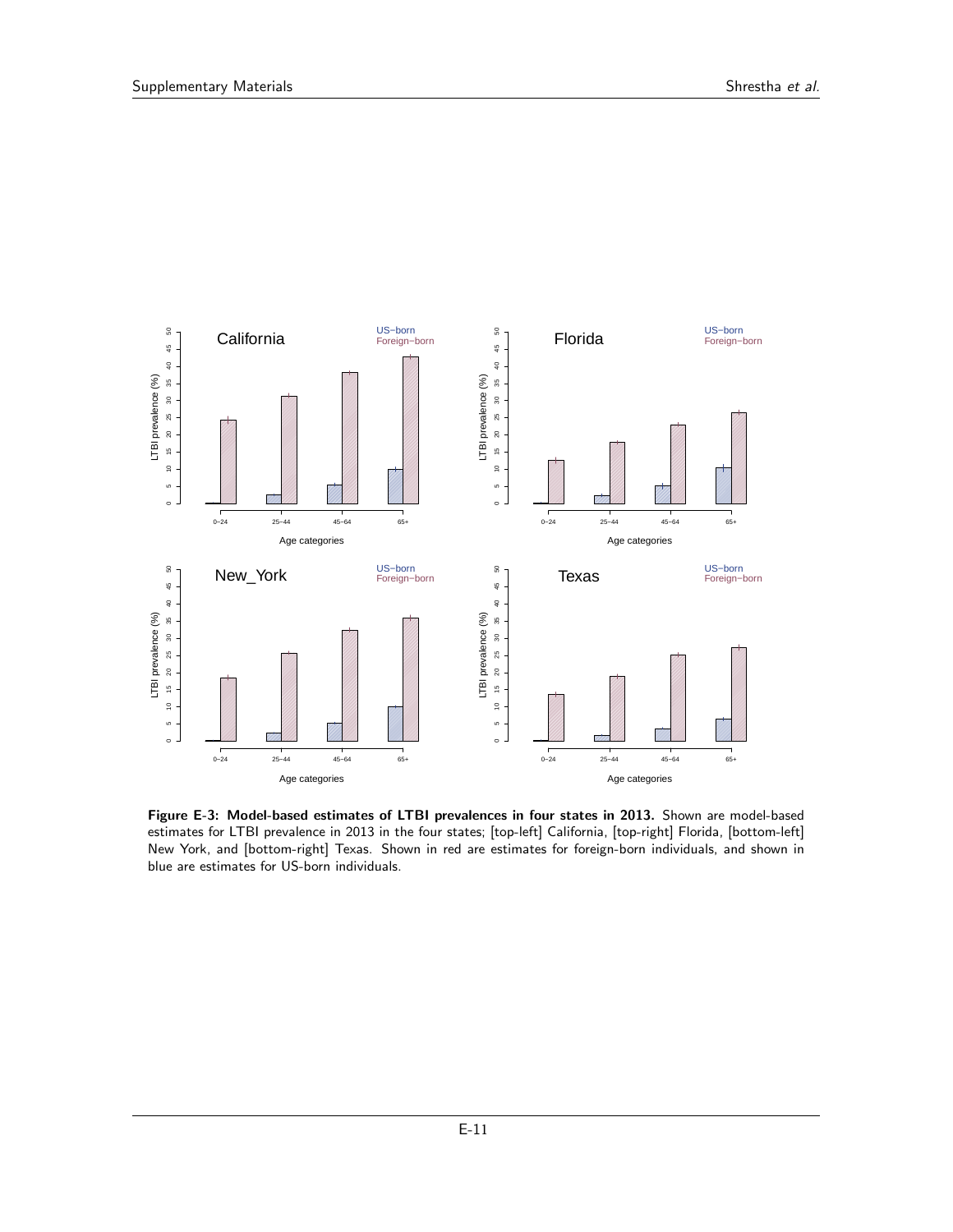**Figure E-3: Model-based estimates of LTBI prevalences in four states in 2013.** Shown are model-based estimates for LTBI prevalence in 2013 in the four states; [top-left] California, [top-right] Florida, [bottom-left] New York, and [bottom-right] Texas. Shown in red are estimates for foreign-born individuals, and shown in blue are estimates for US-born individuals.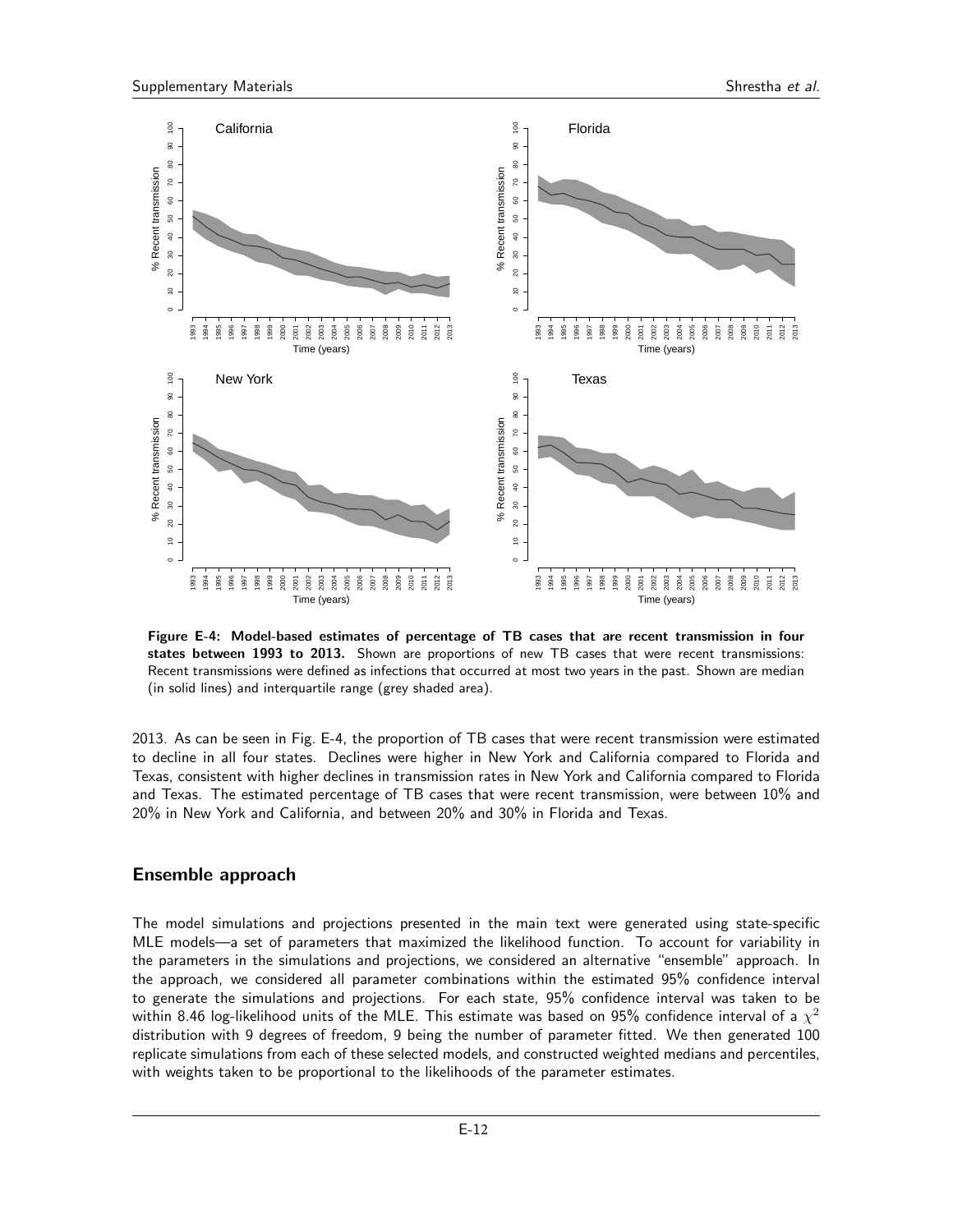**Figure E-4: Model-based estimates of percentage of TB cases that are recent transmission in four states between 1993 to 2013.** Shown are proportions of new TB cases that were recent transmissions: Recent transmissions were defined as infections that occurred at most two years in the past. Shown are median (in solid lines) and interquartile range (grey shaded area).

2013. As can be seen in Fig. E-4, the proportion of TB cases that were recent transmission were estimated to decline in all four states. Declines were higher in New York and California compared to Florida and Texas, consistent with higher declines in transmission rates in New York and California compared to Florida and Texas. The estimated percentage of TB cases that were recent transmission, were between 10% and 20% in New York and California, and between 20% and 30% in Florida and Texas.

## Ensemble approach

The model simulations and projections presented in the main text were generated using state-specific MLE models—a set of parameters that maximized the likelihood function. To account for variability in the parameters in the simulations and projections, we considered an alternative "ensemble" approach. In the approach, we considered all parameter combinations within the estimated 95% confidence interval to generate the simulations and projections. For each state, 95% confidence interval was taken to be within 8.46 log-likelihood units of the MLE. This estimate was based on 95% confidence interval of a $\chi^2$ distribution with 9 degrees of freedom, 9 being the number of parameter fitted. We then generated 100 replicate simulations from each of these selected models, and constructed weighted medians and percentiles, with weights taken to be proportional to the likelihoods of the parameter estimates.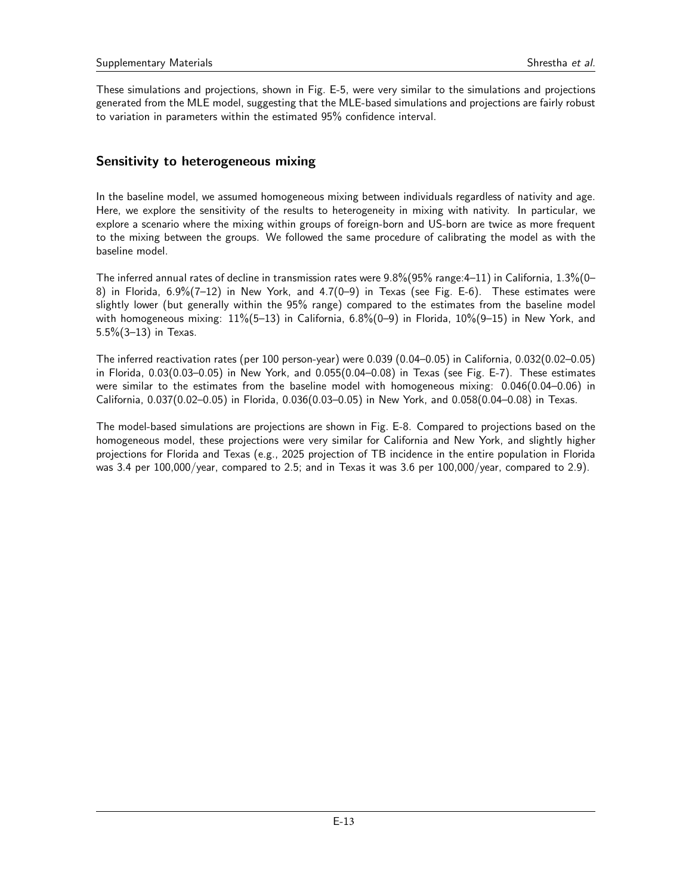These simulations and projections, shown in Fig. E-5, were very similar to the simulations and projections generated from the MLE model, suggesting that the MLE-based simulations and projections are fairly robust to variation in parameters within the estimated 95% confidence interval.

## Sensitivity to heterogeneous mixing

In the baseline model, we assumed homogeneous mixing between individuals regardless of nativity and age. Here, we explore the sensitivity of the results to heterogeneity in mixing with nativity. In particular, we explore a scenario where the mixing within groups of foreign-born and US-born are twice as more frequent to the mixing between the groups. We followed the same procedure of calibrating the model as with the baseline model.

The inferred annual rates of decline in transmission rates were 9.8%(95% range:4–11) in California, 1.3%(0–8) in Florida, 6.9%(7–12) in New York, and 4.7(0–9) in Texas (see Fig. E-6). These estimates were slightly lower (but generally within the 95% range) compared to the estimates from the baseline model with homogeneous mixing: 11%(5–13) in California, 6.8%(0–9) in Florida, 10%(9–15) in New York, and 5.5%(3–13) in Texas.

The inferred reactivation rates (per 100 person-year) were 0.039 (0.04–0.05) in California, 0.032(0.02–0.05) in Florida, 0.03(0.03–0.05) in New York, and 0.055(0.04–0.08) in Texas (see Fig. E-7). These estimates were similar to the estimates from the baseline model with homogeneous mixing: 0.046(0.04–0.06) in California, 0.037(0.02–0.05) in Florida, 0.036(0.03–0.05) in New York, and 0.058(0.04–0.08) in Texas.

The model-based simulations are projections are shown in Fig. E-8. Compared to projections based on the homogeneous model, these projections were very similar for California and New York, and slightly higher projections for Florida and Texas (e.g., 2025 projection of TB incidence in the entire population in Florida was 3.4 per 100,000/year, compared to 2.5; and in Texas it was 3.6 per 100,000/year, compared to 2.9).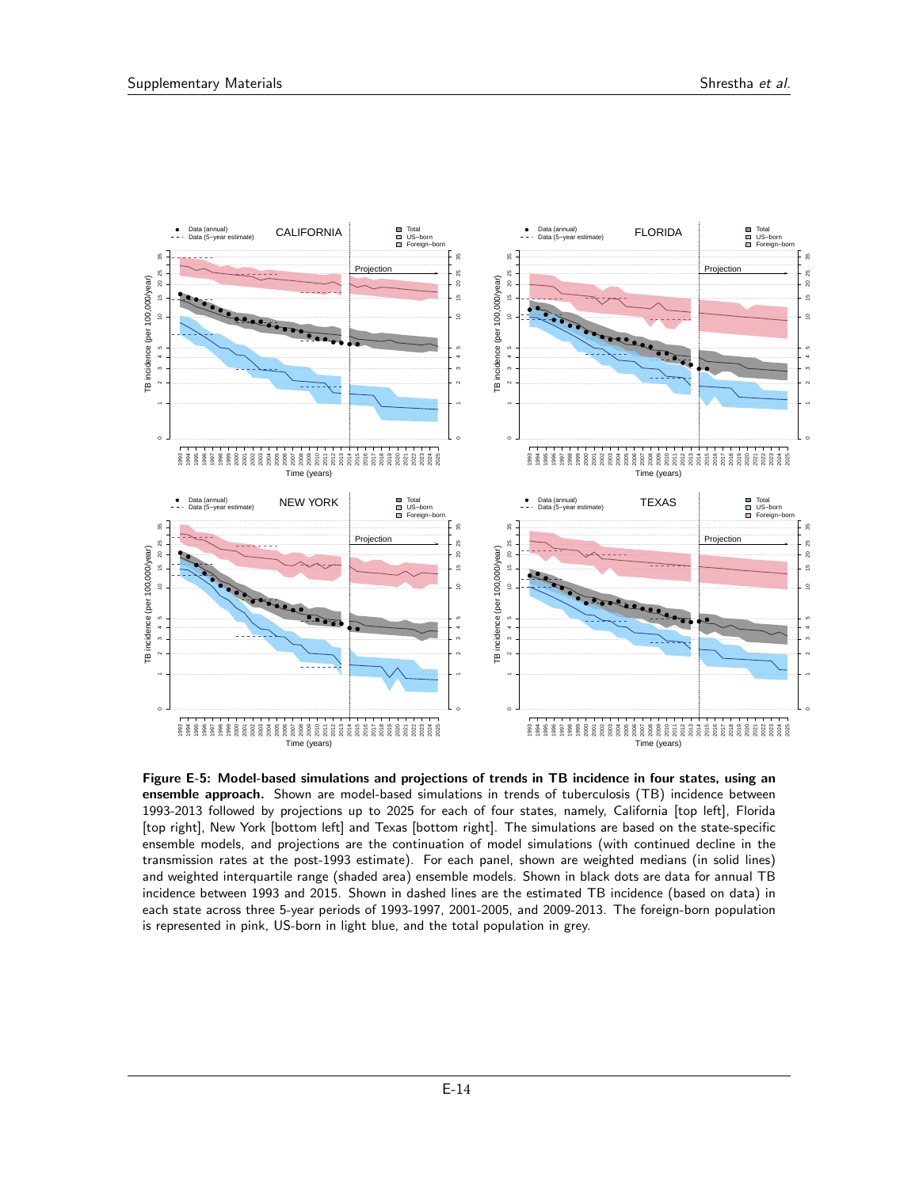**Figure E-5: Model-based simulations and projections of trends in TB incidence in four states, using an ensemble approach.** Shown are model-based simulations in trends of tuberculosis (TB) incidence between 1993-2013 followed by projections up to 2025 for each of four states, namely, California [top left], Florida [top right], New York [bottom left] and Texas [bottom right]. The simulations are based on the state-specific ensemble models, and projections are the continuation of model simulations (with continued decline in the transmission rates at the post-1993 estimate). For each panel, shown are weighted medians (in solid lines) and weighted interquartile range (shaded area) ensemble models. Shown in black dots are data for annual TB incidence between 1993 and 2015. Shown in dashed lines are the estimated TB incidence (based on data) in each state across three 5-year periods of 1993-1997, 2001-2005, and 2009-2013. The foreign-born population is represented in pink, US-born in light blue, and the total population in grey.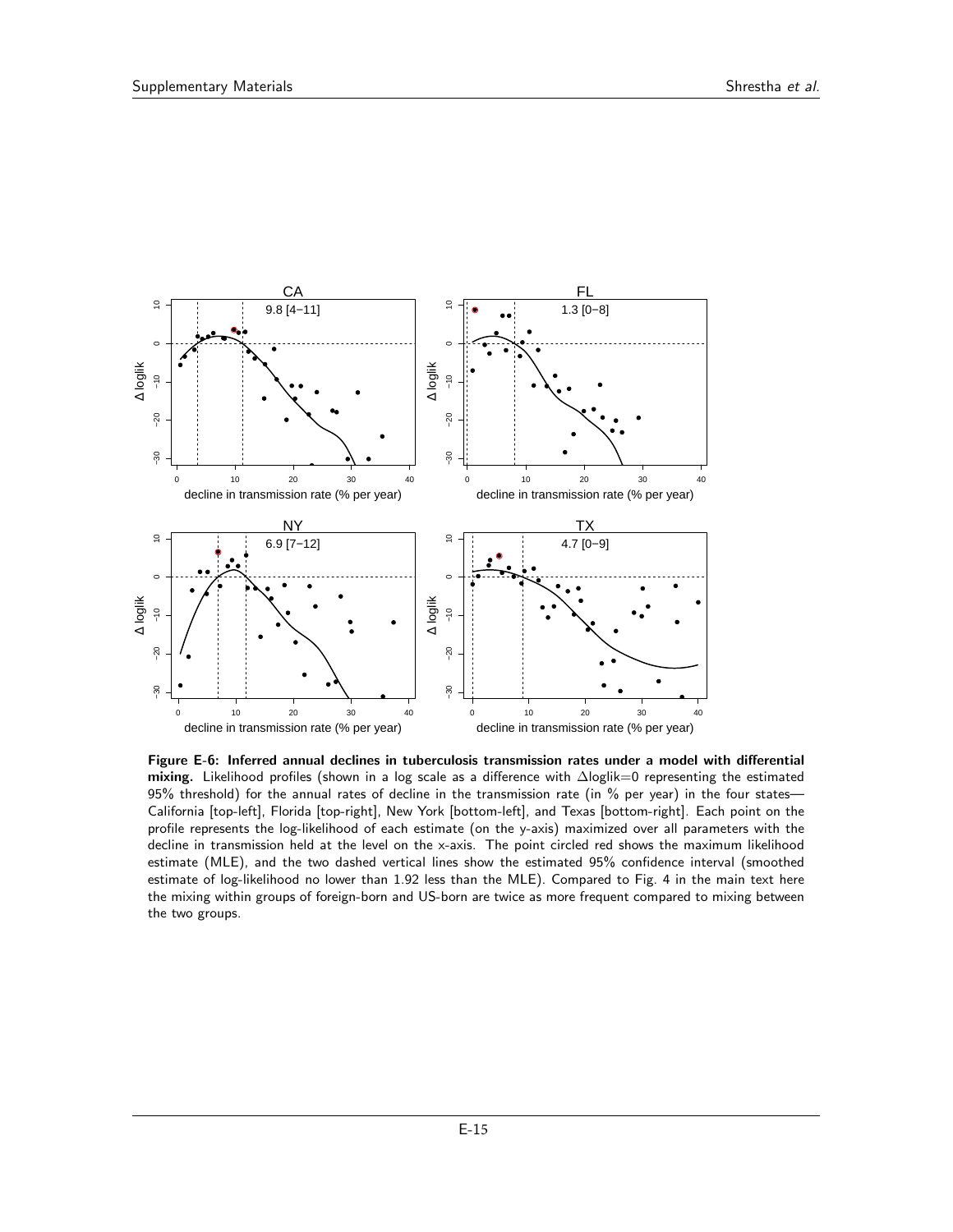**Figure E-6: Inferred annual declines in tuberculosis transmission rates under a model with differential mixing.** Likelihood profiles (shown in a log scale as a difference with Δloglik=0 representing the estimated 95% threshold) for the annual rates of decline in the transmission rate (in % per year) in the four states—California [top-left], Florida [top-right], New York [bottom-left], and Texas [bottom-right]. Each point on the profile represents the log-likelihood of each estimate (on the y-axis) maximized over all parameters with the decline in transmission held at the level on the x-axis. The point circled red shows the maximum likelihood estimate (MLE), and the two dashed vertical lines show the estimated 95% confidence interval (smoothed estimate of log-likelihood no lower than 1.92 less than the MLE). Compared to Fig. 4 in the main text here the mixing within groups of foreign-born and US-born are twice as more frequent compared to mixing between the two groups.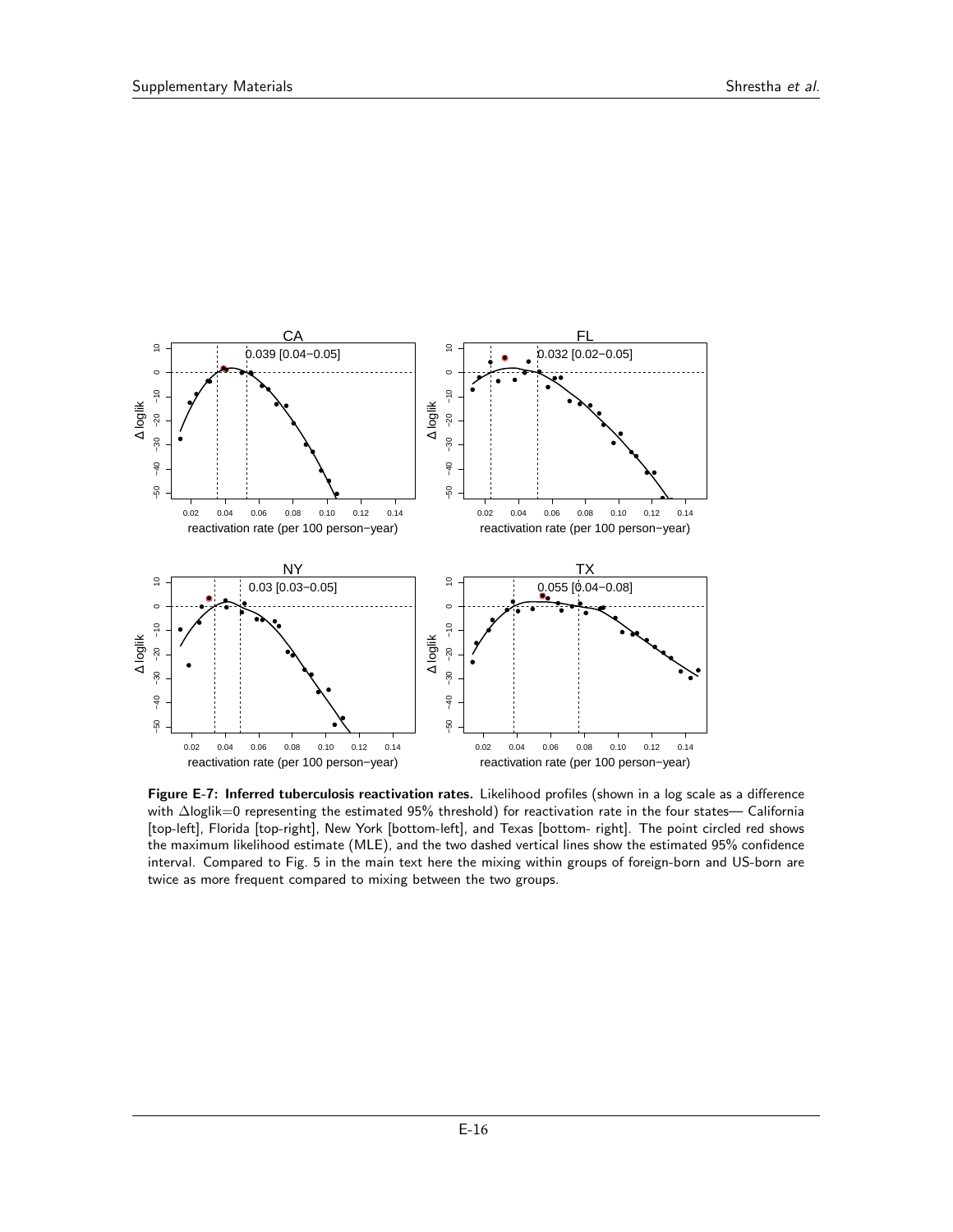**Figure E-7: Inferred tuberculosis reactivation rates.** Likelihood profiles (shown in a log scale as a difference with $\Delta$loglik=0 representing the estimated 95% threshold) for reactivation rate in the four states— California [top-left], Florida [top-right], New York [bottom-left], and Texas [bottom- right]. The point circled red shows the maximum likelihood estimate (MLE), and the two dashed vertical lines show the estimated 95% confidence interval. Compared to Fig. 5 in the main text here the mixing within groups of foreign-born and US-born are twice as more frequent compared to mixing between the two groups.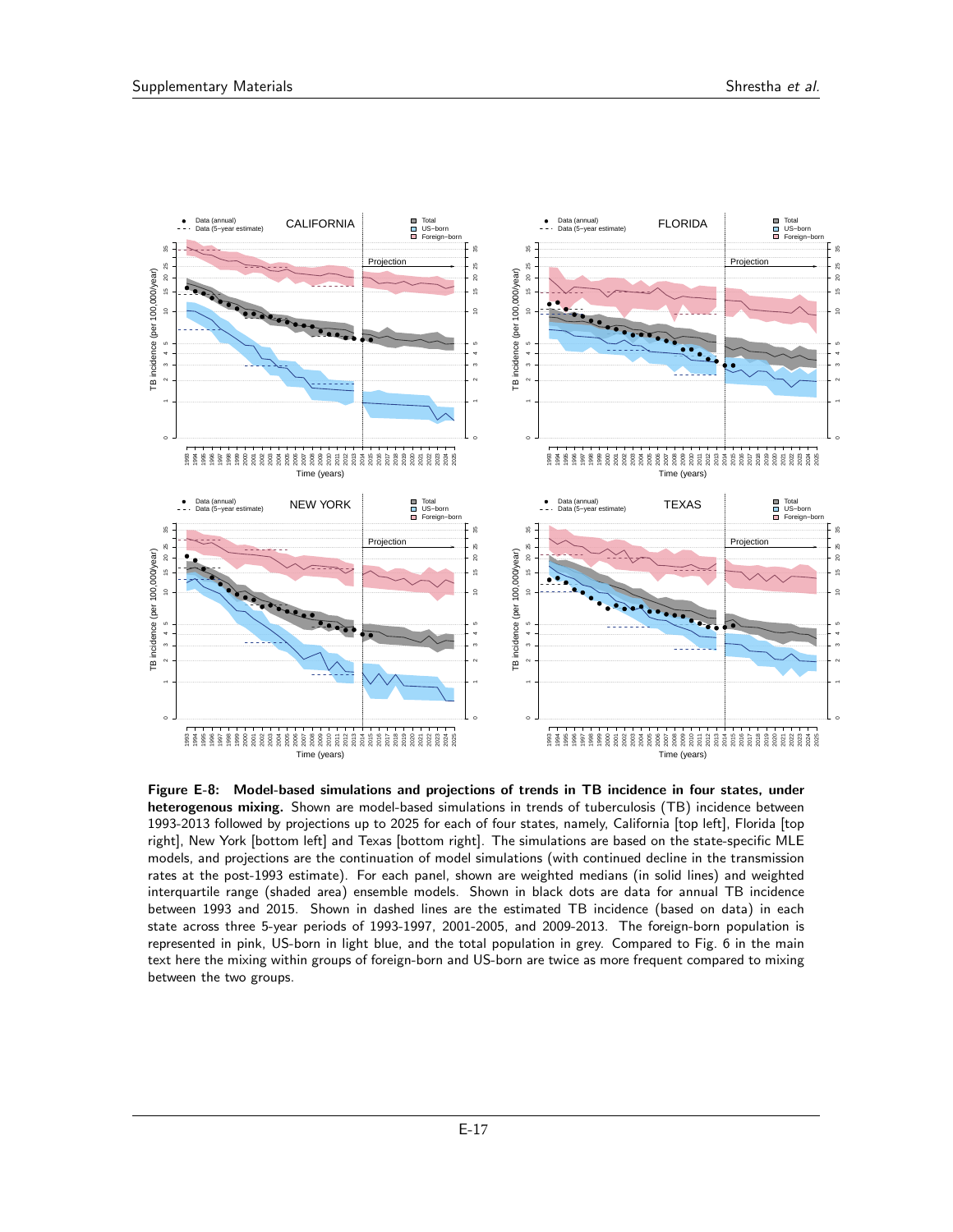**Figure E-8: Model-based simulations and projections of trends in TB incidence in four states, under heterogenous mixing.** Shown are model-based simulations in trends of tuberculosis (TB) incidence between 1993-2013 followed by projections up to 2025 for each of four states, namely, California [top left], Florida [top right], New York [bottom left] and Texas [bottom right]. The simulations are based on the state-specific MLE models, and projections are the continuation of model simulations (with continued decline in the transmission rates at the post-1993 estimate). For each panel, shown are weighted medians (in solid lines) and weighted interquartile range (shaded area) ensemble models. Shown in black dots are data for annual TB incidence between 1993 and 2015. Shown in dashed lines are the estimated TB incidence (based on data) in each state across three 5-year periods of 1993-1997, 2001-2005, and 2009-2013. The foreign-born population is represented in pink, US-born in light blue, and the total population in grey. Compared to Fig. 6 in the main text here the mixing within groups of foreign-born and US-born are twice as more frequent compared to mixing between the two groups.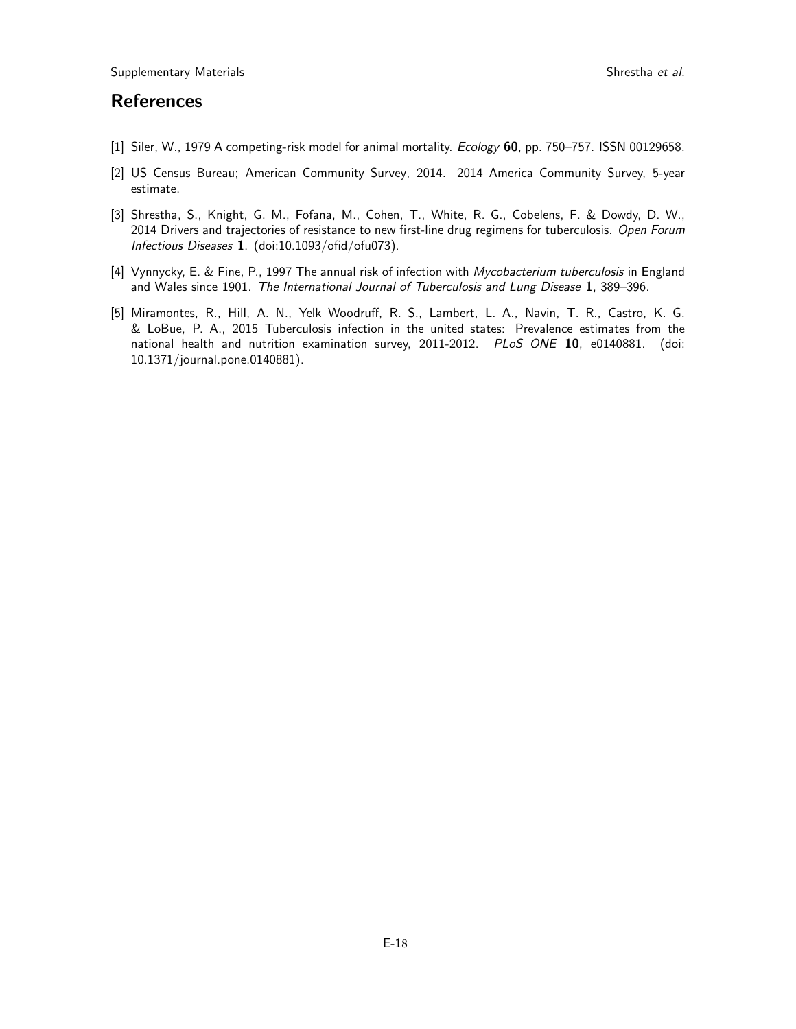## References

[1] Siler, W., 1979 A competing-risk model for animal mortality. *Ecology* **60**, pp. 750–757. ISSN 00129658.

[2] US Census Bureau; American Community Survey, 2014. 2014 America Community Survey, 5-year estimate.

[3] Shrestha, S., Knight, G. M., Fofana, M., Cohen, T., White, R. G., Cobelens, F. & Dowdy, D. W., 2014 Drivers and trajectories of resistance to new first-line drug regimens for tuberculosis. *Open Forum Infectious Diseases* **1**. (doi:10.1093/ofid/ofu073).

[4] Vynnycky, E. & Fine, P., 1997 The annual risk of infection with *Mycobacterium tuberculosis* in England and Wales since 1901. *The International Journal of Tuberculosis and Lung Disease* **1**, 389–396.

[5] Miramontes, R., Hill, A. N., Yelk Woodruff, R. S., Lambert, L. A., Navin, T. R., Castro, K. G. & LoBue, P. A., 2015 Tuberculosis infection in the united states: Prevalence estimates from the national health and nutrition examination survey, 2011-2012. *PLoS ONE* **10**, e0140881. (doi: 10.1371/journal.pone.0140881).